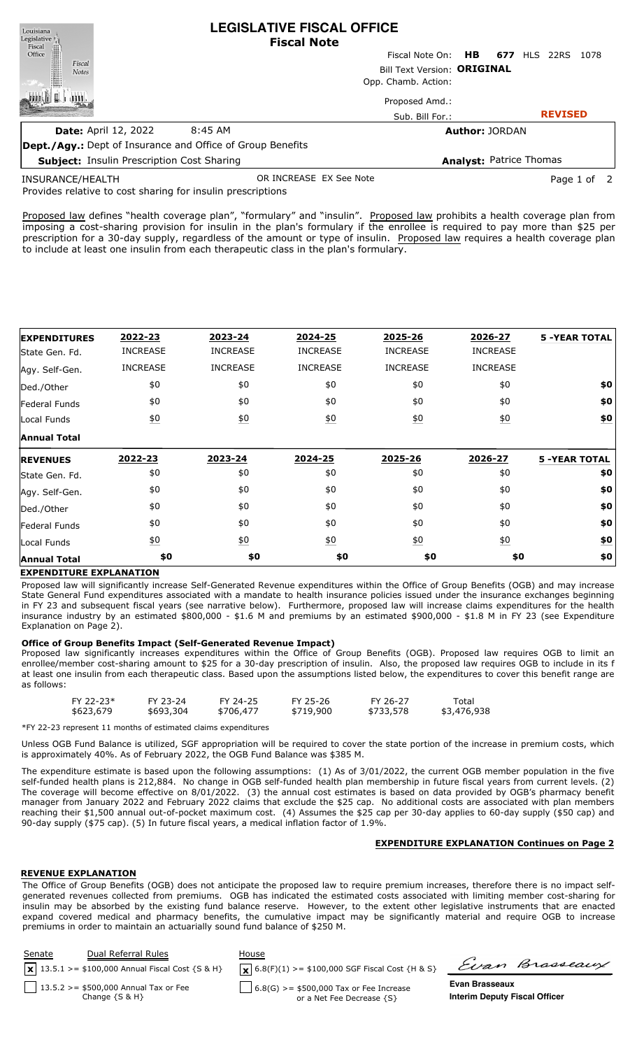# LEGISLATIVE FISCAL OFFICE
## Fiscal Note

Fiscal Note On: **HB 677** HLS 22RS 1078

Bill Text Version: **ORIGINAL**

Opp. Chamb. Action:

Proposed Amd.:

Sub. Bill For.: **REVISED**

**Date:** April 12, 2022 8:45 AM

**Author:** JORDAN

**Dept./Agy.:** Dept of Insurance and Office of Group Benefits

**Subject:** Insulin Prescription Cost Sharing

**Analyst:** Patrice Thomas

INSURANCE/HEALTH OR INCREASE EX See Note

Provides relative to cost sharing for insulin prescriptions

Proposed law defines "health coverage plan", "formulary" and "insulin". Proposed law prohibits a health coverage plan from imposing a cost-sharing provision for insulin in the plan's formulary if the enrollee is required to pay more than $25 per prescription for a 30-day supply, regardless of the amount or type of insulin. Proposed law requires a health coverage plan to include at least one insulin from each therapeutic class in the plan's formulary.

| EXPENDITURES | 2022-23 | 2023-24 | 2024-25 | 2025-26 | 2026-27 | 5 -YEAR TOTAL |
|---|---|---|---|---|---|---|
| State Gen. Fd. | INCREASE | INCREASE | INCREASE | INCREASE | INCREASE | |
| Agy. Self-Gen. | INCREASE | INCREASE | INCREASE | INCREASE | INCREASE | |
| Ded./Other | $0 | $0 | $0 | $0 | $0 | $0 |
| Federal Funds | $0 | $0 | $0 | $0 | $0 | $0 |
| Local Funds | $0 | $0 | $0 | $0 | $0 | $0 |
| Annual Total | | | | | | |

| REVENUES | 2022-23 | 2023-24 | 2024-25 | 2025-26 | 2026-27 | 5 -YEAR TOTAL |
|---|---|---|---|---|---|---|
| State Gen. Fd. | $0 | $0 | $0 | $0 | $0 | $0 |
| Agy. Self-Gen. | $0 | $0 | $0 | $0 | $0 | $0 |
| Ded./Other | $0 | $0 | $0 | $0 | $0 | $0 |
| Federal Funds | $0 | $0 | $0 | $0 | $0 | $0 |
| Local Funds | $0 | $0 | $0 | $0 | $0 | $0 |
| Annual Total | $0 | $0 | $0 | $0 | $0 | $0 |

## EXPENDITURE EXPLANATION

Proposed law will significantly increase Self-Generated Revenue expenditures within the Office of Group Benefits (OGB) and may increase State General Fund expenditures associated with a mandate to health insurance policies issued under the insurance exchanges beginning in FY 23 and subsequent fiscal years (see narrative below). Furthermore, proposed law will increase claims expenditures for the health insurance industry by an estimated $800,000 - $1.6 M and premiums by an estimated $900,000 - $1.8 M in FY 23 (see Expenditure Explanation on Page 2).

### Office of Group Benefits Impact (Self-Generated Revenue Impact)

Proposed law significantly increases expenditures within the Office of Group Benefits (OGB). Proposed law requires OGB to limit an enrollee/member cost-sharing amount to $25 for a 30-day prescription of insulin. Also, the proposed law requires OGB to include in its f at least one insulin from each therapeutic class. Based upon the assumptions listed below, the expenditures to cover this benefit range are as follows:

| FY 22-23* | FY 23-24 | FY 24-25 | FY 25-26 | FY 26-27 | Total |
|---|---|---|---|---|---|
| $623,679 | $693,304 | $706,477 | $719,900 | $733,578 | $3,476,938 |

*FY 22-23 represent 11 months of estimated claims expenditures

Unless OGB Fund Balance is utilized, SGF appropriation will be required to cover the state portion of the increase in premium costs, which is approximately 40%. As of February 2022, the OGB Fund Balance was $385 M.

The expenditure estimate is based upon the following assumptions: (1) As of 3/01/2022, the current OGB member population in the five self-funded health plans is 212,884. No change in OGB self-funded health plan membership in future fiscal years from current levels. (2) The coverage will become effective on 8/01/2022. (3) the annual cost estimates is based on data provided by OGB's pharmacy benefit manager from January 2022 and February 2022 claims that exclude the $25 cap. No additional costs are associated with plan members reaching their $1,500 annual out-of-pocket maximum cost. (4) Assumes the $25 cap per 30-day applies to 60-day supply ($50 cap) and 90-day supply ($75 cap). (5) In future fiscal years, a medical inflation factor of 1.9%.

**EXPENDITURE EXPLANATION Continues on Page 2**

## REVENUE EXPLANATION

The Office of Group Benefits (OGB) does not anticipate the proposed law to require premium increases, therefore there is no impact self-generated revenues collected from premiums. OGB has indicated the estimated costs associated with limiting member cost-sharing for insulin may be absorbed by the existing fund balance reserve. However, to the extent other legislative instruments that are enacted expand covered medical and pharmacy benefits, the cumulative impact may be significantly material and require OGB to increase premiums in order to maintain an actuarially sound fund balance of $250 M.

| Senate | Dual Referral Rules | House |
|---|---|---|
| [x] | 13.5.1 >= $100,000 Annual Fiscal Cost {S & H} | [x] 6.8(F)(1) >= $100,000 SGF Fiscal Cost {H & S} |
| [ ] | 13.5.2 >= $500,000 Annual Tax or Fee Change {S & H} | [ ] 6.8(G) >= $500,000 Tax or Fee Increase or a Net Fee Decrease {S} |

**Evan Brasseaux**
**Interim Deputy Fiscal Officer**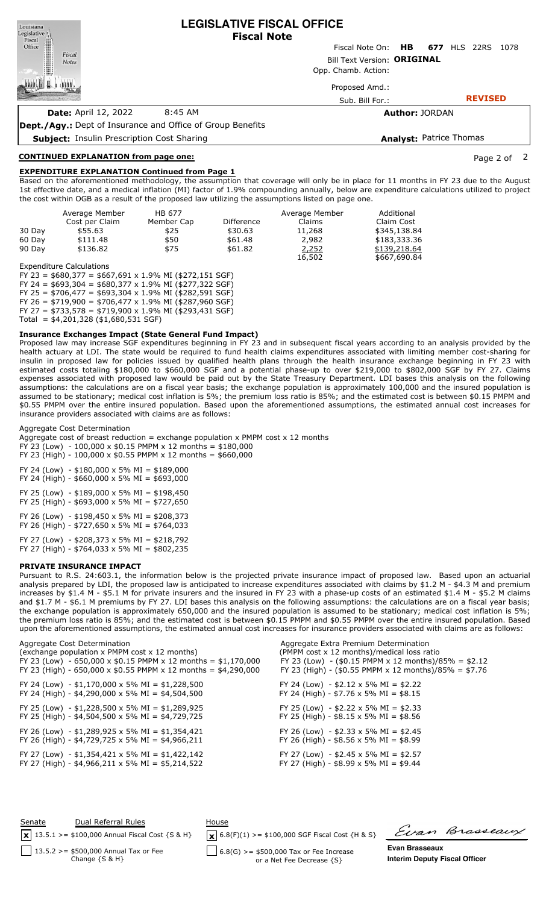# LEGISLATIVE FISCAL OFFICE
**Fiscal Note**

Fiscal Note On: **HB 677** HLS 22RS 1078

Bill Text Version: **ORIGINAL**

Opp. Chamb. Action:

Proposed Amd.:

Sub. Bill For.:

**REVISED**

**Date:** April 12, 2022 8:45 AM

**Author:** JORDAN

**Dept./Agy.:** Dept of Insurance and Office of Group Benefits

**Subject:** Insulin Prescription Cost Sharing

**Analyst:** Patrice Thomas

## CONTINUED EXPLANATION from page one:

**EXPENDITURE EXPLANATION Continued from Page 1**

Based on the aforementioned methodology, the assumption that coverage will only be in place for 11 months in FY 23 due to the August 1st effective date, and a medical inflation (MI) factor of 1.9% compounding annually, below are expenditure calculations utilized to project the cost within OGB as a result of the proposed law utilizing the assumptions listed on page one.

| | Average Member Cost per Claim | HB 677 Member Cap | Difference | Average Member Claims | Additional Claim Cost |
|---|---|---|---|---|---|
| 30 Day | \$55.63 | \$25 | \$30.63 | 11,268 | \$345,138.84 |
| 60 Day | \$111.48 | \$50 | \$61.48 | 2,982 | \$183,333.36 |
| 90 Day | \$136.82 | \$75 | \$61.82 | 2,252 | \$139,218.64 |
| | | | | 16,502 | \$667,690.84 |

Expenditure Calculations

FY 23 = \$680,377 = \$667,691 x 1.9% MI (\$272,151 SGF)
FY 24 = \$693,304 = \$680,377 x 1.9% MI (\$277,322 SGF)
FY 25 = \$706,477 = \$693,304 x 1.9% MI (\$282,591 SGF)
FY 26 = \$719,900 = \$706,477 x 1.9% MI (\$287,960 SGF)
FY 27 = \$733,578 = \$719,900 x 1.9% MI (\$293,431 SGF)
Total = \$4,201,328 (\$1,680,531 SGF)

**Insurance Exchanges Impact (State General Fund Impact)**

Proposed law may increase SGF expenditures beginning in FY 23 and in subsequent fiscal years according to an analysis provided by the health actuary at LDI. The state would be required to fund health claims expenditures associated with limiting member cost-sharing for insulin in proposed law for policies issued by qualified health plans through the health insurance exchange beginning in FY 23 with estimated costs totaling \$180,000 to \$660,000 SGF and a potential phase-up to over \$219,000 to \$802,000 SGF by FY 27. Claims expenses associated with proposed law would be paid out by the State Treasury Department. LDI bases this analysis on the following assumptions: the calculations are on a fiscal year basis; the exchange population is approximately 100,000 and the insured population is assumed to be stationary; medical cost inflation is 5%; the premium loss ratio is 85%; and the estimated cost is between \$0.15 PMPM and \$0.55 PMPM over the entire insured population. Based upon the aforementioned assumptions, the estimated annual cost increases for insurance providers associated with claims are as follows:

Aggregate Cost Determination

Aggregate cost of breast reduction = exchange population x PMPM cost x 12 months
FY 23 (Low) - 100,000 x \$0.15 PMPM x 12 months = \$180,000
FY 23 (High) - 100,000 x \$0.55 PMPM x 12 months = \$660,000

FY 24 (Low) - \$180,000 x 5% MI = \$189,000
FY 24 (High) - \$660,000 x 5% MI = \$693,000

FY 25 (Low) - \$189,000 x 5% MI = \$198,450
FY 25 (High) - \$693,000 x 5% MI = \$727,650

FY 26 (Low) - \$198,450 x 5% MI = \$208,373
FY 26 (High) - \$727,650 x 5% MI = \$764,033

FY 27 (Low) - \$208,373 x 5% MI = \$218,792
FY 27 (High) - \$764,033 x 5% MI = \$802,235

**PRIVATE INSURANCE IMPACT**

Pursuant to R.S. 24:603.1, the information below is the projected private insurance impact of proposed law. Based upon an actuarial analysis prepared by LDI, the proposed law is anticipated to increase expenditures associated with claims by \$1.2 M - \$4.3 M and premium increases by \$1.4 M - \$5.1 M for private insurers and the insured in FY 23 with a phase-up costs of an estimated \$1.4 M - \$5.2 M claims and \$1.7 M - \$6.1 M premiums by FY 27. LDI bases this analysis on the following assumptions: the calculations are on a fiscal year basis; the exchange population is approximately 650,000 and the insured population is assumed to be stationary; medical cost inflation is 5%; the premium loss ratio is 85%; and the estimated cost is between \$0.15 PMPM and \$0.55 PMPM over the entire insured population. Based upon the aforementioned assumptions, the estimated annual cost increases for insurance providers associated with claims are as follows:

Aggregate Cost Determination
(exchange population x PMPM cost x 12 months)
FY 23 (Low) - 650,000 x \$0.15 PMPM x 12 months = \$1,170,000
FY 23 (High) - 650,000 x \$0.55 PMPM x 12 months = \$4,290,000

FY 24 (Low) - \$1,170,000 x 5% MI = \$1,228,500
FY 24 (High) - \$4,290,000 x 5% MI = \$4,504,500

FY 25 (Low) - \$1,228,500 x 5% MI = \$1,289,925
FY 25 (High) - \$4,504,500 x 5% MI = \$4,729,725

FY 26 (Low) - \$1,289,925 x 5% MI = \$1,354,421
FY 26 (High) - \$4,729,725 x 5% MI = \$4,966,211

FY 27 (Low) - \$1,354,421 x 5% MI = \$1,422,142
FY 27 (High) - \$4,966,211 x 5% MI = \$5,214,522

Aggregate Extra Premium Determination
(PMPM cost x 12 months)/medical loss ratio
FY 23 (Low) - (\$0.15 PMPM x 12 months)/85% = \$2.12
FY 23 (High) - (\$0.55 PMPM x 12 months)/85% = \$7.76

FY 24 (Low) - \$2.12 x 5% MI = \$2.22
FY 24 (High) - \$7.76 x 5% MI = \$8.15

FY 25 (Low) - \$2.22 x 5% MI = \$2.33
FY 25 (High) - \$8.15 x 5% MI = \$8.56

FY 26 (Low) - \$2.33 x 5% MI = \$2.45
FY 26 (High) - \$8.56 x 5% MI = \$8.99

FY 27 (Low) - \$2.45 x 5% MI = \$2.57
FY 27 (High) - \$8.99 x 5% MI = \$9.44

**Senate** — Dual Referral Rules

- [x] 13.5.1 >= \$100,000 Annual Fiscal Cost {S & H}
- [ ] 13.5.2 >= \$500,000 Annual Tax or Fee Change {S & H}

**House**

- [x] 6.8(F)(1) >= \$100,000 SGF Fiscal Cost {H & S}
- [ ] 6.8(G) >= \$500,000 Tax or Fee Increase or a Net Fee Decrease {S}

**Evan Brasseaux**
**Interim Deputy Fiscal Officer**